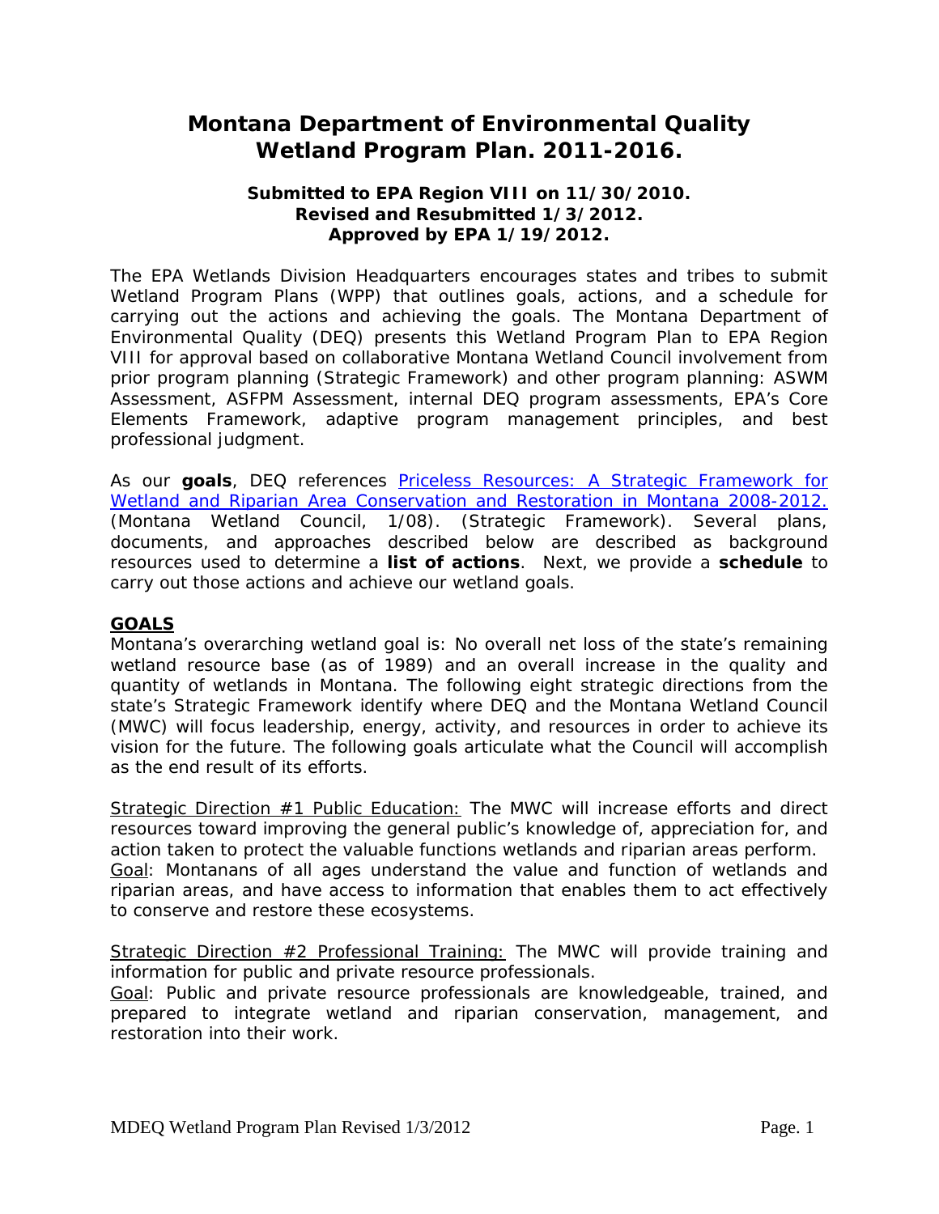# Montana Department of Environmental Quality Wetland Program Plan. 2011-2016.

**Submitted to EPA Region VIII on 11/30/2010.**
**Revised and Resubmitted 1/3/2012.**
**Approved by EPA 1/19/2012.**

The EPA Wetlands Division Headquarters encourages states and tribes to submit Wetland Program Plans (WPP) that outlines goals, actions, and a schedule for carrying out the actions and achieving the goals. The Montana Department of Environmental Quality (DEQ) presents this Wetland Program Plan to EPA Region VIII for approval based on collaborative Montana Wetland Council involvement from prior program planning (Strategic Framework) and other program planning: ASWM Assessment, ASFPM Assessment, internal DEQ program assessments, EPA's Core Elements Framework, adaptive program management principles, and best professional judgment.

As our **goals**, DEQ references Priceless Resources: A Strategic Framework for Wetland and Riparian Area Conservation and Restoration in Montana 2008-2012. (Montana Wetland Council, 1/08). (Strategic Framework). Several plans, documents, and approaches described below are described as background resources used to determine a **list of actions**. Next, we provide a **schedule** to carry out those actions and achieve our wetland goals.

## GOALS

Montana's overarching wetland goal is: No overall net loss of the state's remaining wetland resource base (as of 1989) and an overall increase in the quality and quantity of wetlands in Montana. The following eight strategic directions from the state's Strategic Framework identify where DEQ and the Montana Wetland Council (MWC) will focus leadership, energy, activity, and resources in order to achieve its vision for the future. The following goals articulate what the Council will accomplish as the end result of its efforts.

Strategic Direction #1 Public Education: The MWC will increase efforts and direct resources toward improving the general public's knowledge of, appreciation for, and action taken to protect the valuable functions wetlands and riparian areas perform.
Goal: Montanans of all ages understand the value and function of wetlands and riparian areas, and have access to information that enables them to act effectively to conserve and restore these ecosystems.

Strategic Direction #2 Professional Training: The MWC will provide training and information for public and private resource professionals.
Goal: Public and private resource professionals are knowledgeable, trained, and prepared to integrate wetland and riparian conservation, management, and restoration into their work.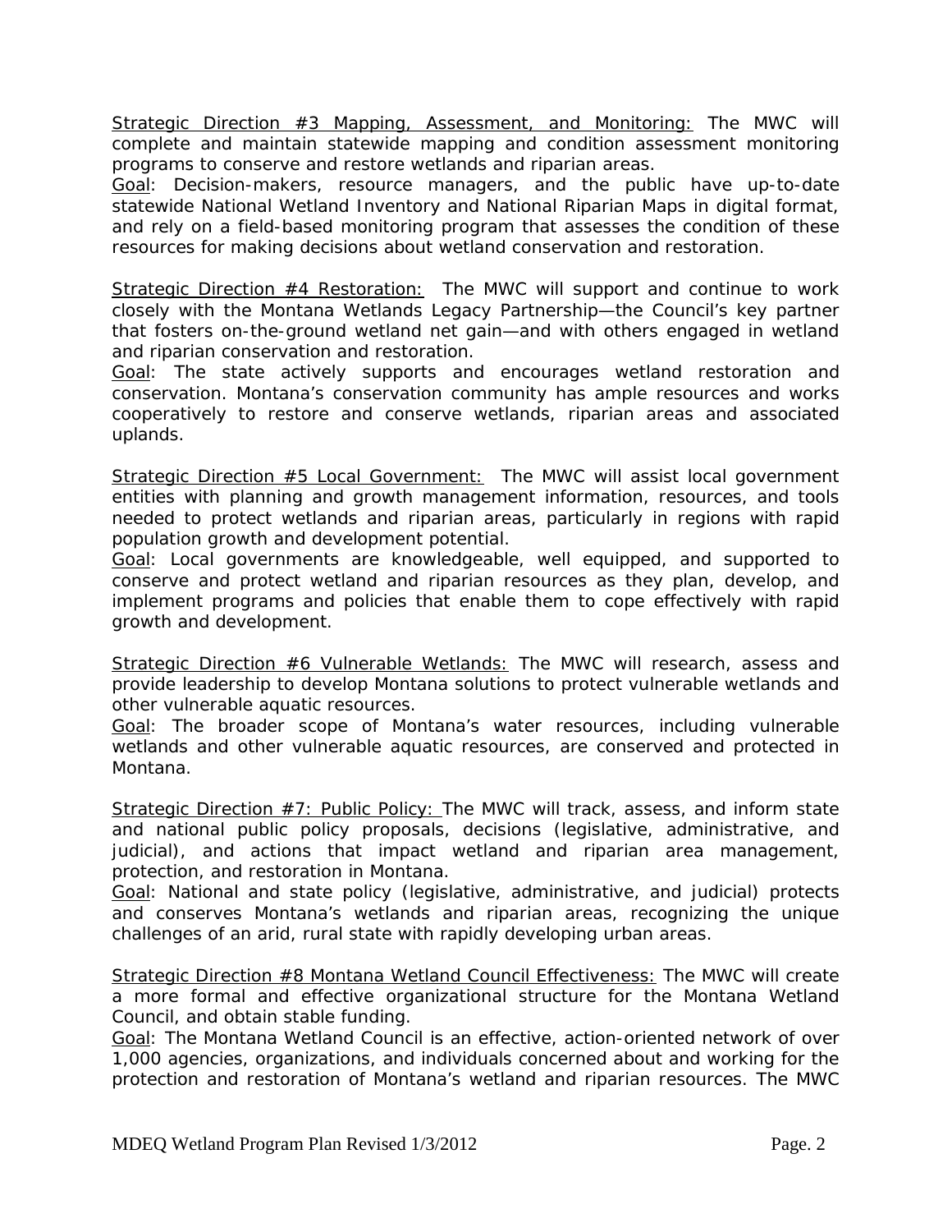Strategic Direction #3 Mapping, Assessment, and Monitoring: The MWC will complete and maintain statewide mapping and condition assessment monitoring programs to conserve and restore wetlands and riparian areas.
Goal: Decision-makers, resource managers, and the public have up-to-date statewide National Wetland Inventory and National Riparian Maps in digital format, and rely on a field-based monitoring program that assesses the condition of these resources for making decisions about wetland conservation and restoration.

Strategic Direction #4 Restoration: The MWC will support and continue to work closely with the Montana Wetlands Legacy Partnership—the Council's key partner that fosters on-the-ground wetland net gain—and with others engaged in wetland and riparian conservation and restoration.
Goal: The state actively supports and encourages wetland restoration and conservation. Montana's conservation community has ample resources and works cooperatively to restore and conserve wetlands, riparian areas and associated uplands.

Strategic Direction #5 Local Government: The MWC will assist local government entities with planning and growth management information, resources, and tools needed to protect wetlands and riparian areas, particularly in regions with rapid population growth and development potential.
Goal: Local governments are knowledgeable, well equipped, and supported to conserve and protect wetland and riparian resources as they plan, develop, and implement programs and policies that enable them to cope effectively with rapid growth and development.

Strategic Direction #6 Vulnerable Wetlands: The MWC will research, assess and provide leadership to develop Montana solutions to protect vulnerable wetlands and other vulnerable aquatic resources.
Goal: The broader scope of Montana's water resources, including vulnerable wetlands and other vulnerable aquatic resources, are conserved and protected in Montana.

Strategic Direction #7: Public Policy: The MWC will track, assess, and inform state and national public policy proposals, decisions (legislative, administrative, and judicial), and actions that impact wetland and riparian area management, protection, and restoration in Montana.
Goal: National and state policy (legislative, administrative, and judicial) protects and conserves Montana's wetlands and riparian areas, recognizing the unique challenges of an arid, rural state with rapidly developing urban areas.

Strategic Direction #8 Montana Wetland Council Effectiveness: The MWC will create a more formal and effective organizational structure for the Montana Wetland Council, and obtain stable funding.
Goal: The Montana Wetland Council is an effective, action-oriented network of over 1,000 agencies, organizations, and individuals concerned about and working for the protection and restoration of Montana's wetland and riparian resources. The MWC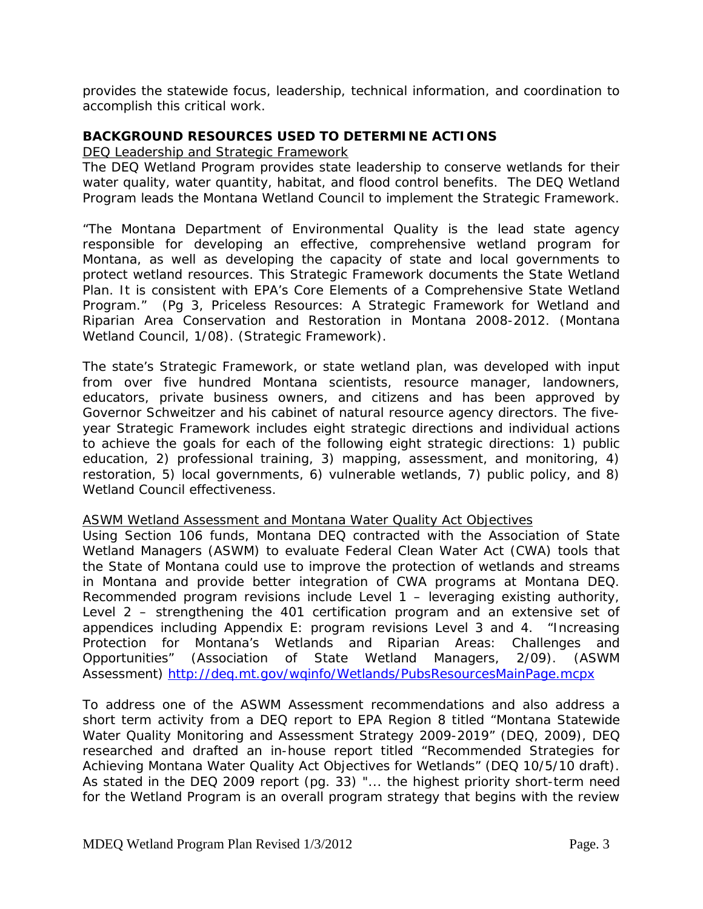provides the statewide focus, leadership, technical information, and coordination to accomplish this critical work.

## BACKGROUND RESOURCES USED TO DETERMINE ACTIONS

DEQ Leadership and Strategic Framework

The DEQ Wetland Program provides state leadership to conserve wetlands for their water quality, water quantity, habitat, and flood control benefits. The DEQ Wetland Program leads the Montana Wetland Council to implement the Strategic Framework.

"The Montana Department of Environmental Quality is the lead state agency responsible for developing an effective, comprehensive wetland program for Montana, as well as developing the capacity of state and local governments to protect wetland resources. This Strategic Framework documents the State Wetland Plan. It is consistent with EPA's Core Elements of a Comprehensive State Wetland Program." (Pg 3, Priceless Resources: A Strategic Framework for Wetland and Riparian Area Conservation and Restoration in Montana 2008-2012. (Montana Wetland Council, 1/08). (Strategic Framework).

The state's Strategic Framework, or state wetland plan, was developed with input from over five hundred Montana scientists, resource manager, landowners, educators, private business owners, and citizens and has been approved by Governor Schweitzer and his cabinet of natural resource agency directors. The five-year Strategic Framework includes eight strategic directions and individual actions to achieve the goals for each of the following eight strategic directions: 1) public education, 2) professional training, 3) mapping, assessment, and monitoring, 4) restoration, 5) local governments, 6) vulnerable wetlands, 7) public policy, and 8) Wetland Council effectiveness.

ASWM Wetland Assessment and Montana Water Quality Act Objectives

Using Section 106 funds, Montana DEQ contracted with the Association of State Wetland Managers (ASWM) to evaluate Federal Clean Water Act (CWA) tools that the State of Montana could use to improve the protection of wetlands and streams in Montana and provide better integration of CWA programs at Montana DEQ. Recommended program revisions include Level 1 – leveraging existing authority, Level 2 – strengthening the 401 certification program and an extensive set of appendices including Appendix E: program revisions Level 3 and 4. "Increasing Protection for Montana's Wetlands and Riparian Areas: Challenges and Opportunities" (Association of State Wetland Managers, 2/09). (ASWM Assessment) http://deq.mt.gov/wqinfo/Wetlands/PubsResourcesMainPage.mcpx

To address one of the ASWM Assessment recommendations and also address a short term activity from a DEQ report to EPA Region 8 titled "Montana Statewide Water Quality Monitoring and Assessment Strategy 2009-2019" (DEQ, 2009), DEQ researched and drafted an in-house report titled "Recommended Strategies for Achieving Montana Water Quality Act Objectives for Wetlands" (DEQ 10/5/10 draft). As stated in the DEQ 2009 report (pg. 33) "... the highest priority short-term need for the Wetland Program is an overall program strategy that begins with the review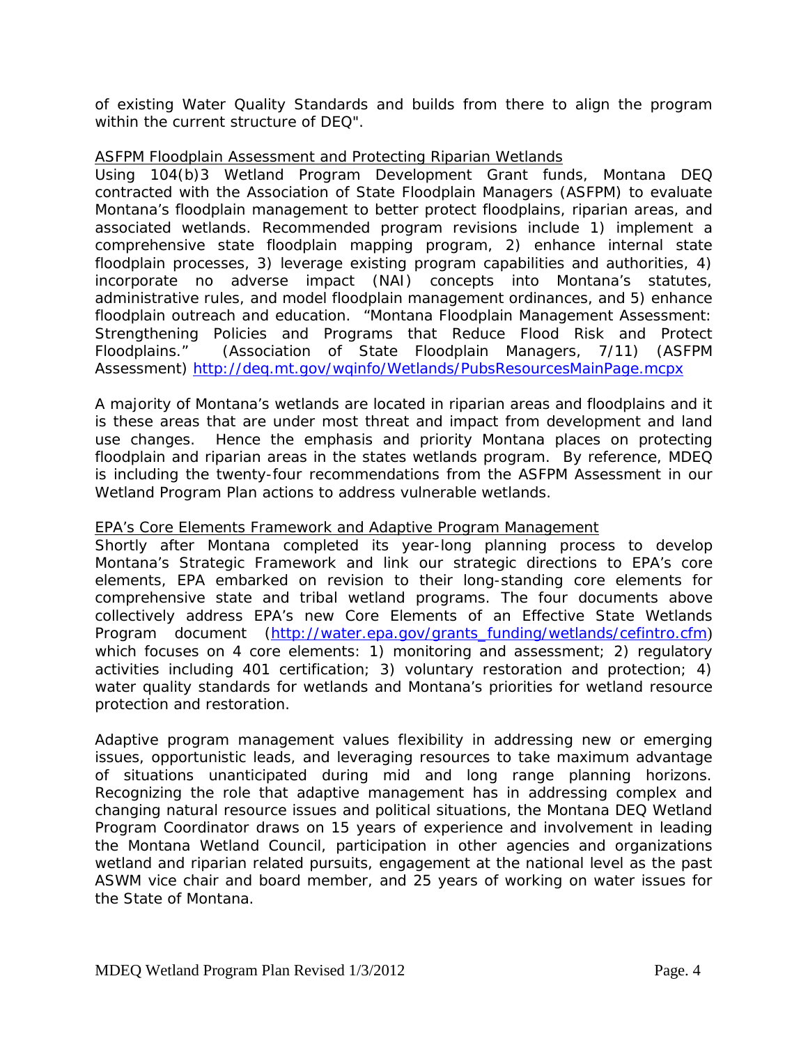of existing Water Quality Standards and builds from there to align the program within the current structure of DEQ".

ASFPM Floodplain Assessment and Protecting Riparian Wetlands

Using 104(b)3 Wetland Program Development Grant funds, Montana DEQ contracted with the Association of State Floodplain Managers (ASFPM) to evaluate Montana's floodplain management to better protect floodplains, riparian areas, and associated wetlands. Recommended program revisions include 1) implement a comprehensive state floodplain mapping program, 2) enhance internal state floodplain processes, 3) leverage existing program capabilities and authorities, 4) incorporate no adverse impact (NAI) concepts into Montana's statutes, administrative rules, and model floodplain management ordinances, and 5) enhance floodplain outreach and education. "Montana Floodplain Management Assessment: Strengthening Policies and Programs that Reduce Flood Risk and Protect Floodplains." (Association of State Floodplain Managers, 7/11) (ASFPM Assessment) http://deq.mt.gov/wqinfo/Wetlands/PubsResourcesMainPage.mcpx

A majority of Montana's wetlands are located in riparian areas and floodplains and it is these areas that are under most threat and impact from development and land use changes. Hence the emphasis and priority Montana places on protecting floodplain and riparian areas in the states wetlands program. By reference, MDEQ is including the twenty-four recommendations from the ASFPM Assessment in our Wetland Program Plan actions to address vulnerable wetlands.

EPA's Core Elements Framework and Adaptive Program Management

Shortly after Montana completed its year-long planning process to develop Montana's Strategic Framework and link our strategic directions to EPA's core elements, EPA embarked on revision to their long-standing core elements for comprehensive state and tribal wetland programs. The four documents above collectively address EPA's new Core Elements of an Effective State Wetlands Program document (http://water.epa.gov/grants_funding/wetlands/cefintro.cfm) which focuses on 4 core elements: 1) monitoring and assessment; 2) regulatory activities including 401 certification; 3) voluntary restoration and protection; 4) water quality standards for wetlands and Montana's priorities for wetland resource protection and restoration.

Adaptive program management values flexibility in addressing new or emerging issues, opportunistic leads, and leveraging resources to take maximum advantage of situations unanticipated during mid and long range planning horizons. Recognizing the role that adaptive management has in addressing complex and changing natural resource issues and political situations, the Montana DEQ Wetland Program Coordinator draws on 15 years of experience and involvement in leading the Montana Wetland Council, participation in other agencies and organizations wetland and riparian related pursuits, engagement at the national level as the past ASWM vice chair and board member, and 25 years of working on water issues for the State of Montana.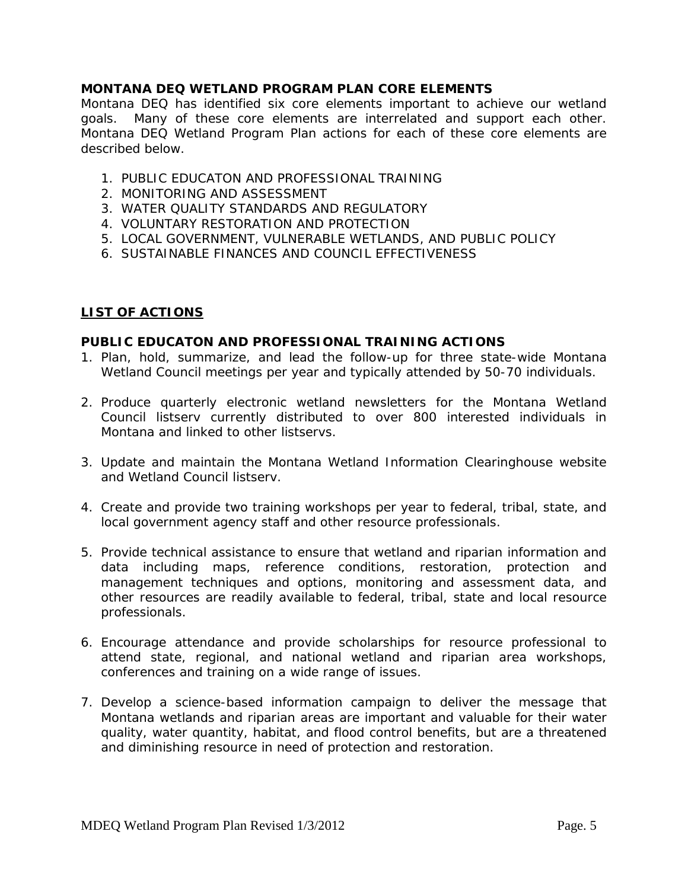## MONTANA DEQ WETLAND PROGRAM PLAN CORE ELEMENTS

Montana DEQ has identified six core elements important to achieve our wetland goals. Many of these core elements are interrelated and support each other. Montana DEQ Wetland Program Plan actions for each of these core elements are described below.

1. PUBLIC EDUCATON AND PROFESSIONAL TRAINING
2. MONITORING AND ASSESSMENT
3. WATER QUALITY STANDARDS AND REGULATORY
4. VOLUNTARY RESTORATION AND PROTECTION
5. LOCAL GOVERNMENT, VULNERABLE WETLANDS, AND PUBLIC POLICY
6. SUSTAINABLE FINANCES AND COUNCIL EFFECTIVENESS

## LIST OF ACTIONS

### PUBLIC EDUCATON AND PROFESSIONAL TRAINING ACTIONS

1. Plan, hold, summarize, and lead the follow-up for three state-wide Montana Wetland Council meetings per year and typically attended by 50-70 individuals.

2. Produce quarterly electronic wetland newsletters for the Montana Wetland Council listserv currently distributed to over 800 interested individuals in Montana and linked to other listservs.

3. Update and maintain the Montana Wetland Information Clearinghouse website and Wetland Council listserv.

4. Create and provide two training workshops per year to federal, tribal, state, and local government agency staff and other resource professionals.

5. Provide technical assistance to ensure that wetland and riparian information and data including maps, reference conditions, restoration, protection and management techniques and options, monitoring and assessment data, and other resources are readily available to federal, tribal, state and local resource professionals.

6. Encourage attendance and provide scholarships for resource professional to attend state, regional, and national wetland and riparian area workshops, conferences and training on a wide range of issues.

7. Develop a science-based information campaign to deliver the message that Montana wetlands and riparian areas are important and valuable for their water quality, water quantity, habitat, and flood control benefits, but are a threatened and diminishing resource in need of protection and restoration.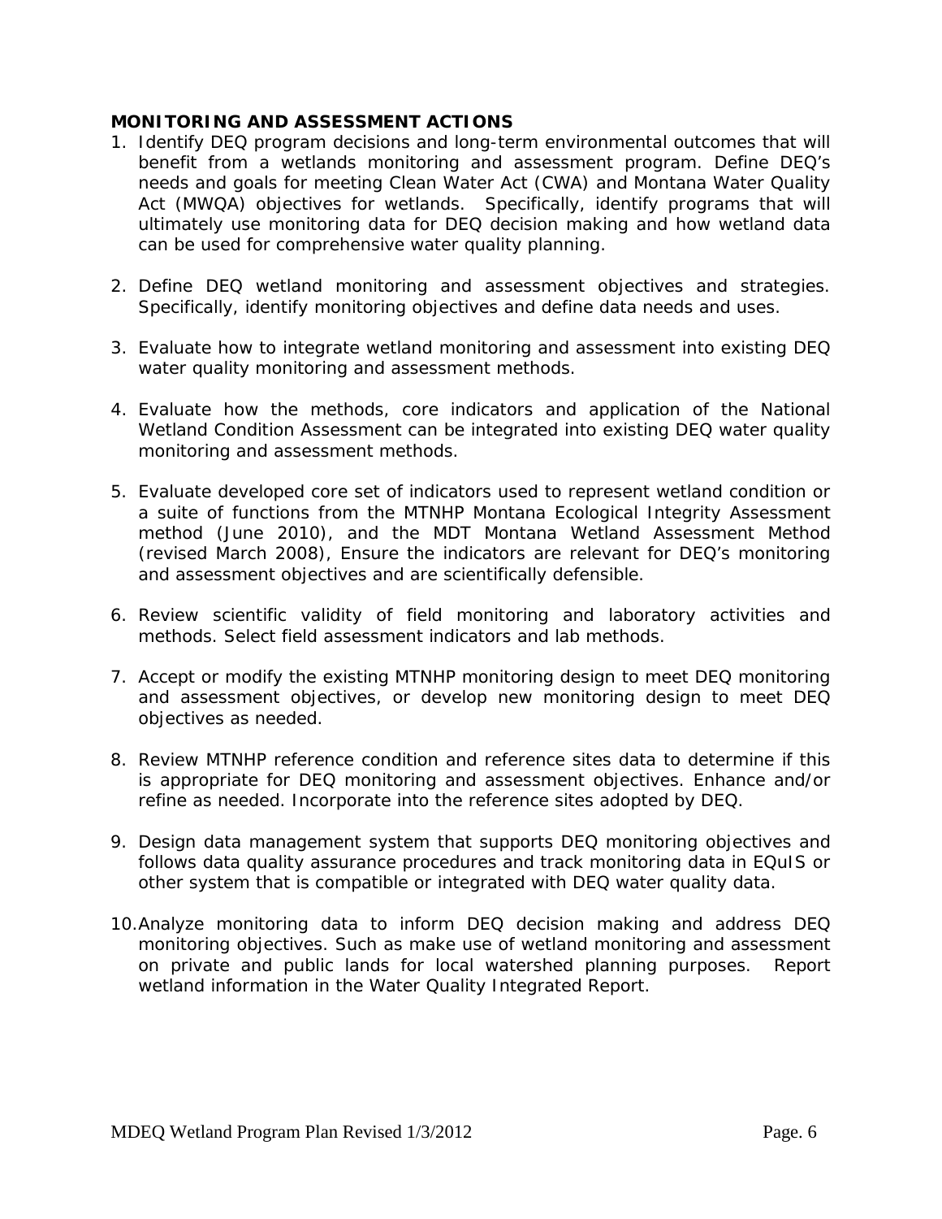**MONITORING AND ASSESSMENT ACTIONS**

1. Identify DEQ program decisions and long-term environmental outcomes that will benefit from a wetlands monitoring and assessment program. Define DEQ's needs and goals for meeting Clean Water Act (CWA) and Montana Water Quality Act (MWQA) objectives for wetlands. Specifically, identify programs that will ultimately use monitoring data for DEQ decision making and how wetland data can be used for comprehensive water quality planning.

2. Define DEQ wetland monitoring and assessment objectives and strategies. Specifically, identify monitoring objectives and define data needs and uses.

3. Evaluate how to integrate wetland monitoring and assessment into existing DEQ water quality monitoring and assessment methods.

4. Evaluate how the methods, core indicators and application of the National Wetland Condition Assessment can be integrated into existing DEQ water quality monitoring and assessment methods.

5. Evaluate developed core set of indicators used to represent wetland condition or a suite of functions from the MTNHP Montana Ecological Integrity Assessment method (June 2010), and the MDT Montana Wetland Assessment Method (revised March 2008), Ensure the indicators are relevant for DEQ's monitoring and assessment objectives and are scientifically defensible.

6. Review scientific validity of field monitoring and laboratory activities and methods. Select field assessment indicators and lab methods.

7. Accept or modify the existing MTNHP monitoring design to meet DEQ monitoring and assessment objectives, or develop new monitoring design to meet DEQ objectives as needed.

8. Review MTNHP reference condition and reference sites data to determine if this is appropriate for DEQ monitoring and assessment objectives. Enhance and/or refine as needed. Incorporate into the reference sites adopted by DEQ.

9. Design data management system that supports DEQ monitoring objectives and follows data quality assurance procedures and track monitoring data in EQuIS or other system that is compatible or integrated with DEQ water quality data.

10. Analyze monitoring data to inform DEQ decision making and address DEQ monitoring objectives. Such as make use of wetland monitoring and assessment on private and public lands for local watershed planning purposes. Report wetland information in the Water Quality Integrated Report.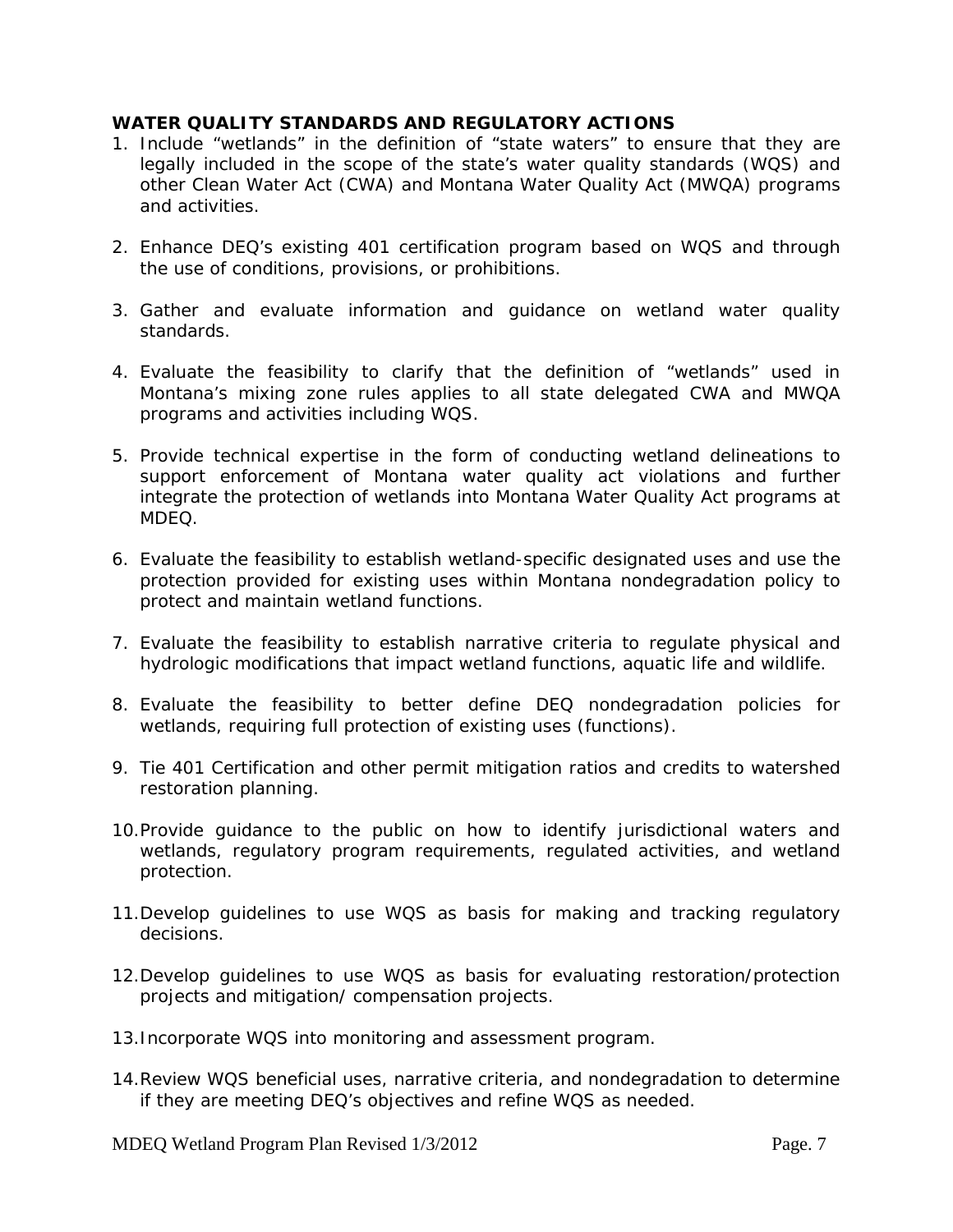**WATER QUALITY STANDARDS AND REGULATORY ACTIONS**

1. Include "wetlands" in the definition of "state waters" to ensure that they are legally included in the scope of the state's water quality standards (WQS) and other Clean Water Act (CWA) and Montana Water Quality Act (MWQA) programs and activities.

2. Enhance DEQ's existing 401 certification program based on WQS and through the use of conditions, provisions, or prohibitions.

3. Gather and evaluate information and guidance on wetland water quality standards.

4. Evaluate the feasibility to clarify that the definition of "wetlands" used in Montana's mixing zone rules applies to all state delegated CWA and MWQA programs and activities including WQS.

5. Provide technical expertise in the form of conducting wetland delineations to support enforcement of Montana water quality act violations and further integrate the protection of wetlands into Montana Water Quality Act programs at MDEQ.

6. Evaluate the feasibility to establish wetland-specific designated uses and use the protection provided for existing uses within Montana nondegradation policy to protect and maintain wetland functions.

7. Evaluate the feasibility to establish narrative criteria to regulate physical and hydrologic modifications that impact wetland functions, aquatic life and wildlife.

8. Evaluate the feasibility to better define DEQ nondegradation policies for wetlands, requiring full protection of existing uses (functions).

9. Tie 401 Certification and other permit mitigation ratios and credits to watershed restoration planning.

10. Provide guidance to the public on how to identify jurisdictional waters and wetlands, regulatory program requirements, regulated activities, and wetland protection.

11. Develop guidelines to use WQS as basis for making and tracking regulatory decisions.

12. Develop guidelines to use WQS as basis for evaluating restoration/protection projects and mitigation/ compensation projects.

13. Incorporate WQS into monitoring and assessment program.

14. Review WQS beneficial uses, narrative criteria, and nondegradation to determine if they are meeting DEQ's objectives and refine WQS as needed.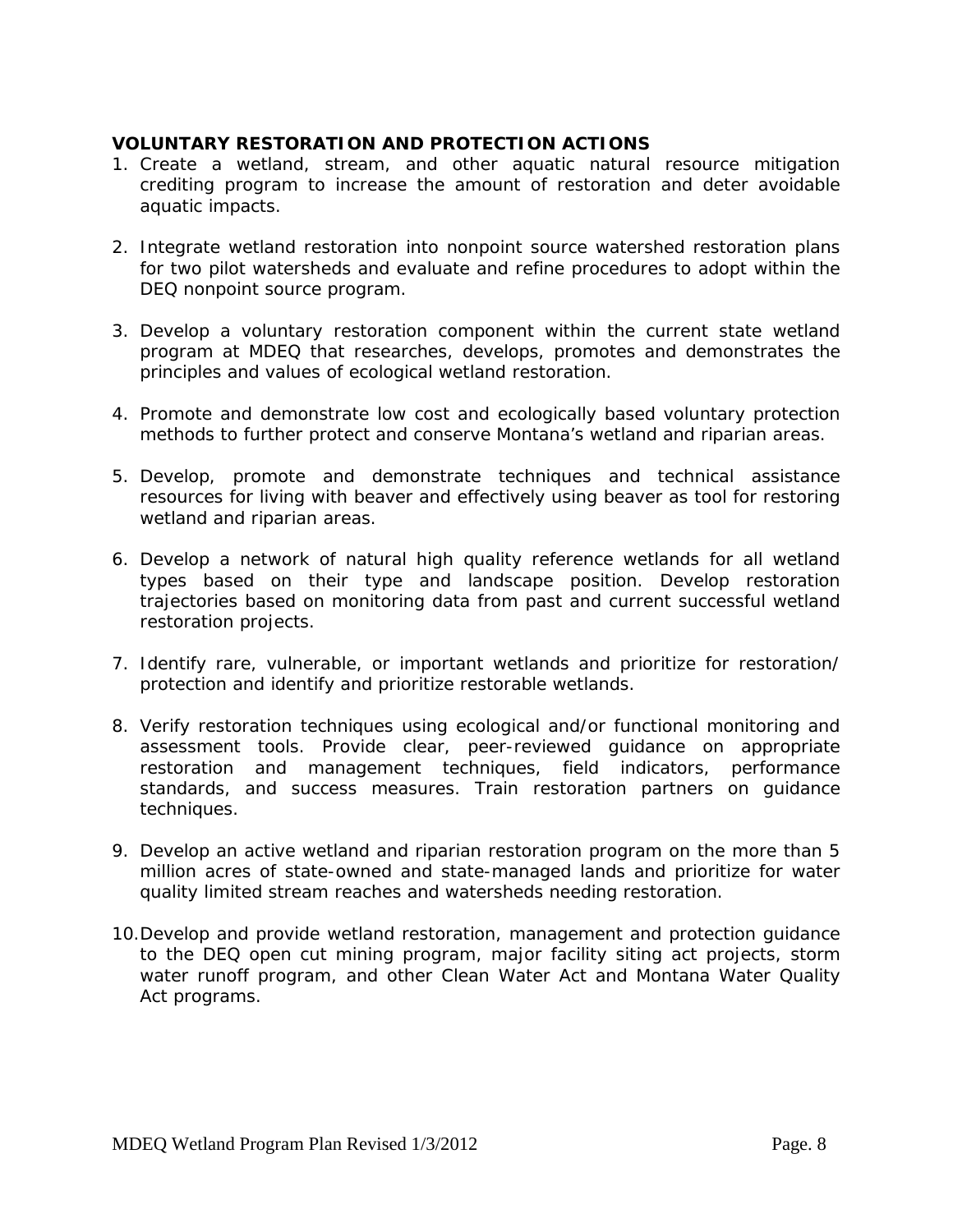**VOLUNTARY RESTORATION AND PROTECTION ACTIONS**

1. Create a wetland, stream, and other aquatic natural resource mitigation crediting program to increase the amount of restoration and deter avoidable aquatic impacts.

2. Integrate wetland restoration into nonpoint source watershed restoration plans for two pilot watersheds and evaluate and refine procedures to adopt within the DEQ nonpoint source program.

3. Develop a voluntary restoration component within the current state wetland program at MDEQ that researches, develops, promotes and demonstrates the principles and values of ecological wetland restoration.

4. Promote and demonstrate low cost and ecologically based voluntary protection methods to further protect and conserve Montana's wetland and riparian areas.

5. Develop, promote and demonstrate techniques and technical assistance resources for living with beaver and effectively using beaver as tool for restoring wetland and riparian areas.

6. Develop a network of natural high quality reference wetlands for all wetland types based on their type and landscape position. Develop restoration trajectories based on monitoring data from past and current successful wetland restoration projects.

7. Identify rare, vulnerable, or important wetlands and prioritize for restoration/ protection and identify and prioritize restorable wetlands.

8. Verify restoration techniques using ecological and/or functional monitoring and assessment tools. Provide clear, peer-reviewed guidance on appropriate restoration and management techniques, field indicators, performance standards, and success measures. Train restoration partners on guidance techniques.

9. Develop an active wetland and riparian restoration program on the more than 5 million acres of state-owned and state-managed lands and prioritize for water quality limited stream reaches and watersheds needing restoration.

10. Develop and provide wetland restoration, management and protection guidance to the DEQ open cut mining program, major facility siting act projects, storm water runoff program, and other Clean Water Act and Montana Water Quality Act programs.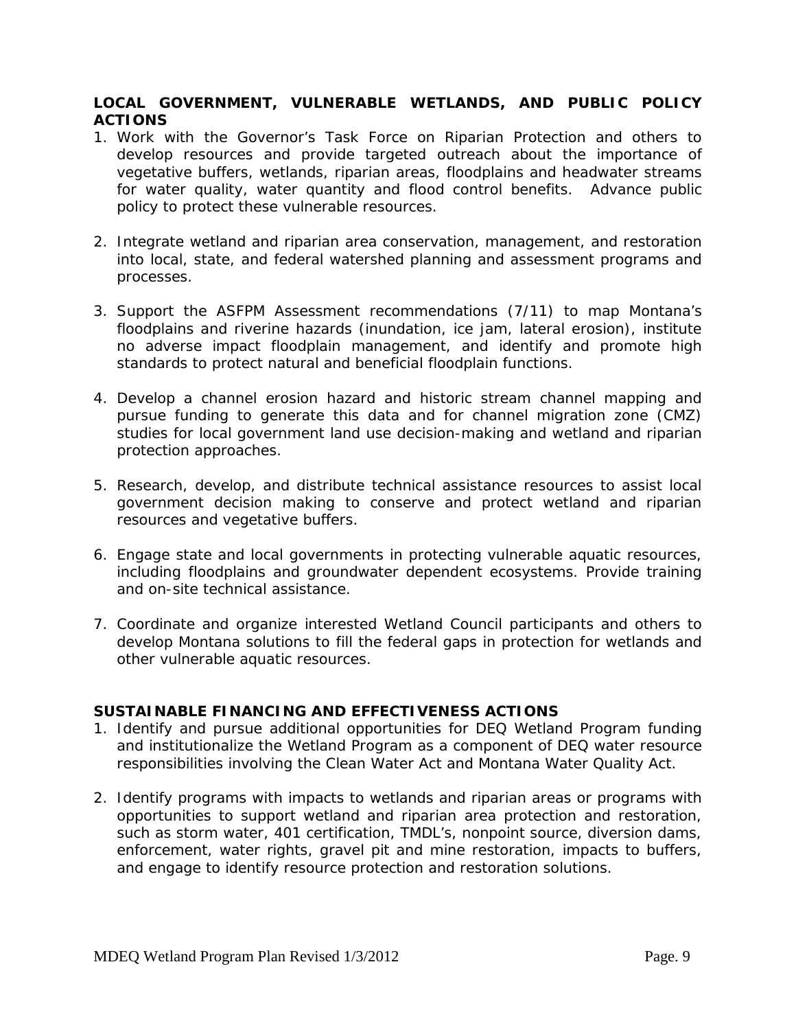**LOCAL GOVERNMENT, VULNERABLE WETLANDS, AND PUBLIC POLICY ACTIONS**

1. Work with the Governor's Task Force on Riparian Protection and others to develop resources and provide targeted outreach about the importance of vegetative buffers, wetlands, riparian areas, floodplains and headwater streams for water quality, water quantity and flood control benefits. Advance public policy to protect these vulnerable resources.

2. Integrate wetland and riparian area conservation, management, and restoration into local, state, and federal watershed planning and assessment programs and processes.

3. Support the ASFPM Assessment recommendations (7/11) to map Montana's floodplains and riverine hazards (inundation, ice jam, lateral erosion), institute no adverse impact floodplain management, and identify and promote high standards to protect natural and beneficial floodplain functions.

4. Develop a channel erosion hazard and historic stream channel mapping and pursue funding to generate this data and for channel migration zone (CMZ) studies for local government land use decision-making and wetland and riparian protection approaches.

5. Research, develop, and distribute technical assistance resources to assist local government decision making to conserve and protect wetland and riparian resources and vegetative buffers.

6. Engage state and local governments in protecting vulnerable aquatic resources, including floodplains and groundwater dependent ecosystems. Provide training and on-site technical assistance.

7. Coordinate and organize interested Wetland Council participants and others to develop Montana solutions to fill the federal gaps in protection for wetlands and other vulnerable aquatic resources.

**SUSTAINABLE FINANCING AND EFFECTIVENESS ACTIONS**

1. Identify and pursue additional opportunities for DEQ Wetland Program funding and institutionalize the Wetland Program as a component of DEQ water resource responsibilities involving the Clean Water Act and Montana Water Quality Act.

2. Identify programs with impacts to wetlands and riparian areas or programs with opportunities to support wetland and riparian area protection and restoration, such as storm water, 401 certification, TMDL's, nonpoint source, diversion dams, enforcement, water rights, gravel pit and mine restoration, impacts to buffers, and engage to identify resource protection and restoration solutions.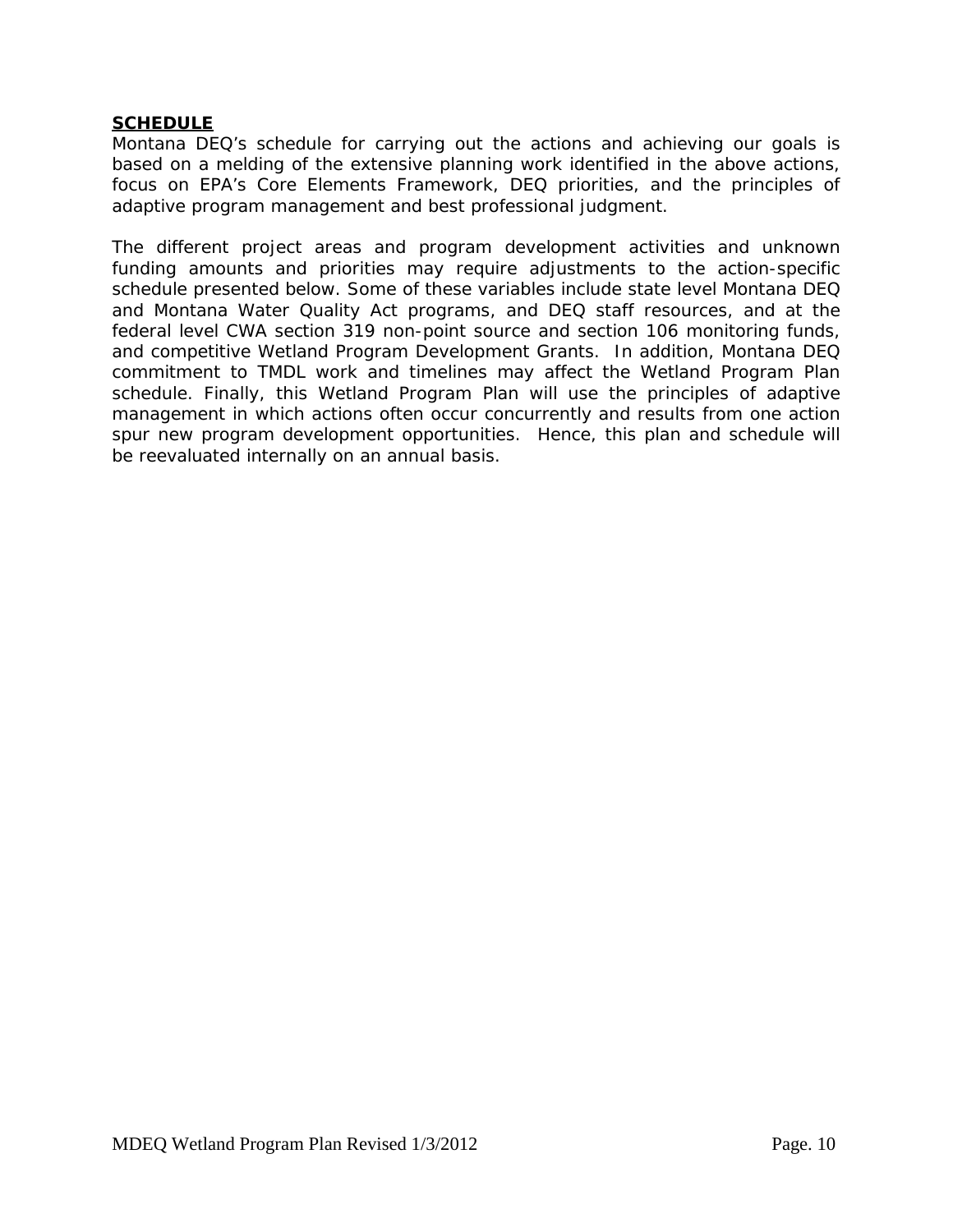**<u>SCHEDULE</u>**

Montana DEQ's schedule for carrying out the actions and achieving our goals is based on a melding of the extensive planning work identified in the above actions, focus on EPA's Core Elements Framework, DEQ priorities, and the principles of adaptive program management and best professional judgment.

The different project areas and program development activities and unknown funding amounts and priorities may require adjustments to the action-specific schedule presented below. Some of these variables include state level Montana DEQ and Montana Water Quality Act programs, and DEQ staff resources, and at the federal level CWA section 319 non-point source and section 106 monitoring funds, and competitive Wetland Program Development Grants. In addition, Montana DEQ commitment to TMDL work and timelines may affect the Wetland Program Plan schedule. Finally, this Wetland Program Plan will use the principles of adaptive management in which actions often occur concurrently and results from one action spur new program development opportunities. Hence, this plan and schedule will be reevaluated internally on an annual basis.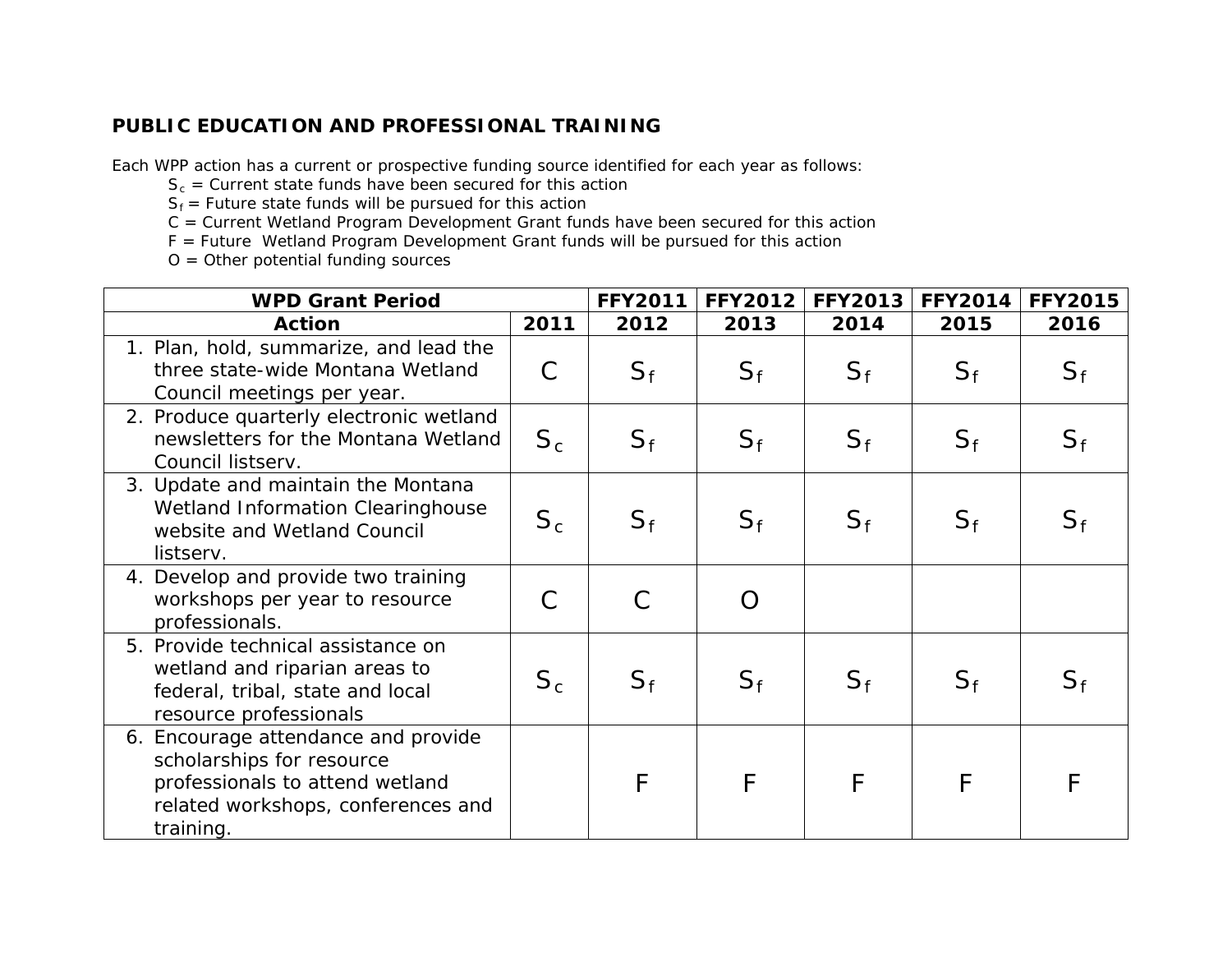## PUBLIC EDUCATION AND PROFESSIONAL TRAINING

Each WPP action has a current or prospective funding source identified for each year as follows:

- $S_c$ = Current state funds have been secured for this action
- $S_f$ = Future state funds will be pursued for this action
- C = Current Wetland Program Development Grant funds have been secured for this action
- F = Future Wetland Program Development Grant funds will be pursued for this action
- O = Other potential funding sources

| WPD Grant Period | | FFY2011 | FFY2012 | FFY2013 | FFY2014 | FFY2015 |
|---|---|---|---|---|---|---|
| **Action** | **2011** | **2012** | **2013** | **2014** | **2015** | **2016** |
| 1. Plan, hold, summarize, and lead the three state-wide Montana Wetland Council meetings per year. | C | $S_f$ | $S_f$ | $S_f$ | $S_f$ | $S_f$ |
| 2. Produce quarterly electronic wetland newsletters for the Montana Wetland Council listserv. | $S_c$ | $S_f$ | $S_f$ | $S_f$ | $S_f$ | $S_f$ |
| 3. Update and maintain the Montana Wetland Information Clearinghouse website and Wetland Council listserv. | $S_c$ | $S_f$ | $S_f$ | $S_f$ | $S_f$ | $S_f$ |
| 4. Develop and provide two training workshops per year to resource professionals. | C | C | O | | | |
| 5. Provide technical assistance on wetland and riparian areas to federal, tribal, state and local resource professionals | $S_c$ | $S_f$ | $S_f$ | $S_f$ | $S_f$ | $S_f$ |
| 6. Encourage attendance and provide scholarships for resource professionals to attend wetland related workshops, conferences and training. | | F | F | F | F | F |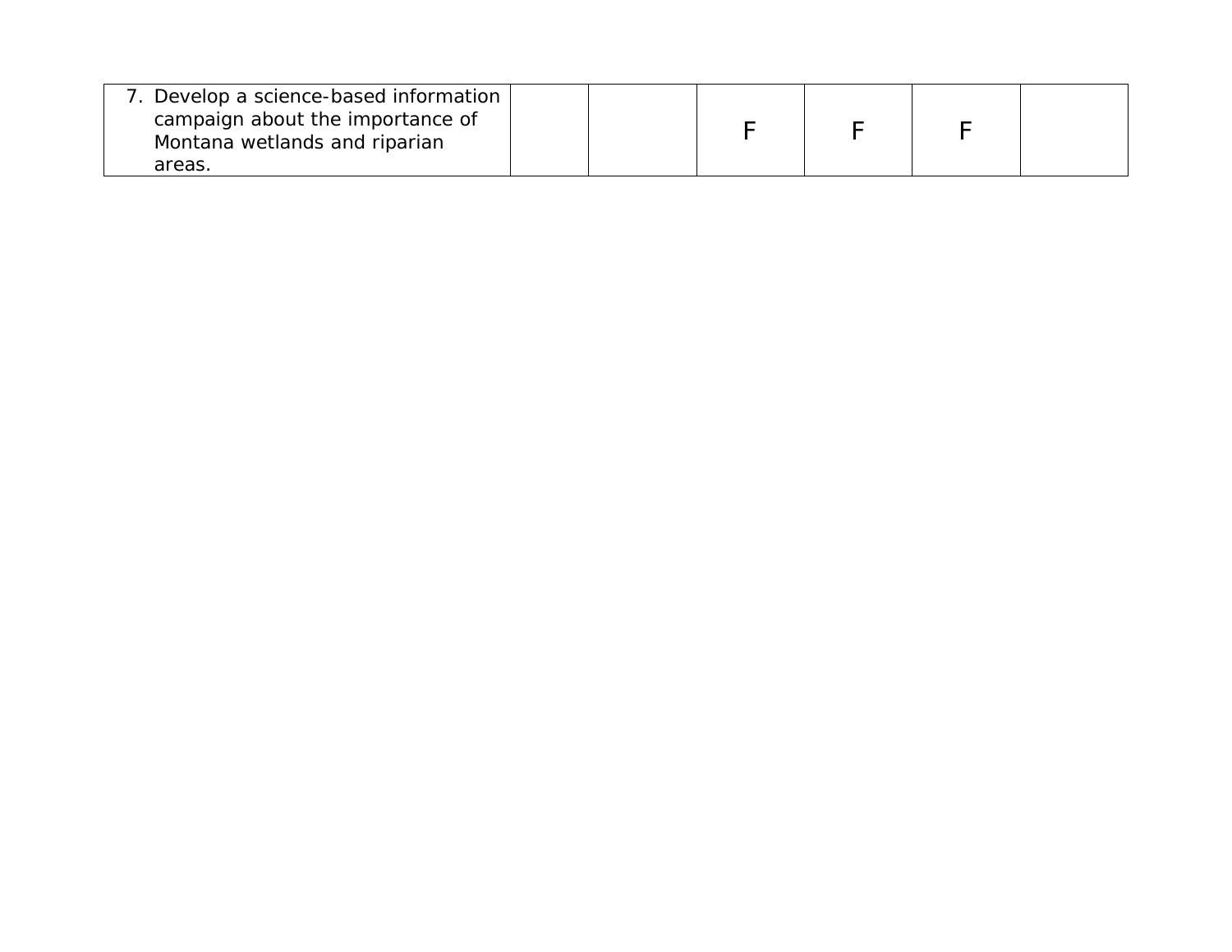| | | | | | | |
|---|---|---|---|---|---|---|
| 7. Develop a science-based information campaign about the importance of Montana wetlands and riparian areas. | | | F | F | F | |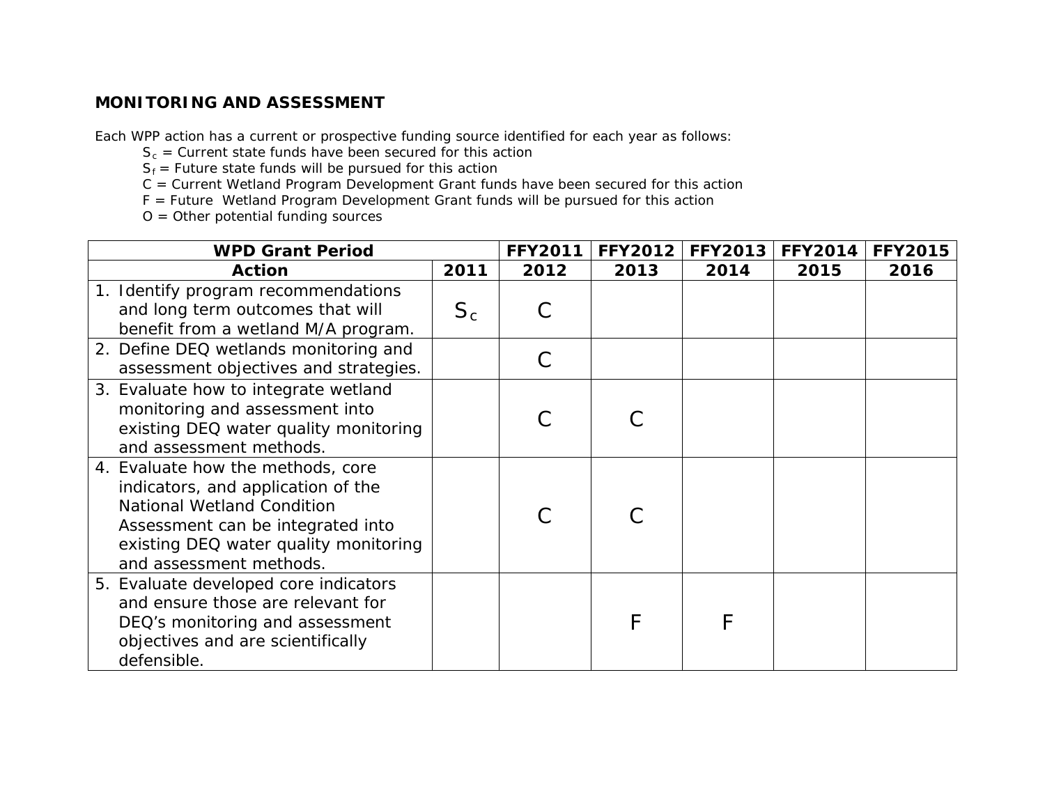## MONITORING AND ASSESSMENT

Each WPP action has a current or prospective funding source identified for each year as follows:

$S_c$ = Current state funds have been secured for this action
$S_f$ = Future state funds will be pursued for this action
C = Current Wetland Program Development Grant funds have been secured for this action
F = Future Wetland Program Development Grant funds will be pursued for this action
O = Other potential funding sources

| WPD Grant Period | | FFY2011 | FFY2012 | FFY2013 | FFY2014 | FFY2015 |
|---|---|---|---|---|---|---|
| **Action** | **2011** | **2012** | **2013** | **2014** | **2015** | **2016** |
| 1. Identify program recommendations and long term outcomes that will benefit from a wetland M/A program. | $S_c$ | C | | | | |
| 2. Define DEQ wetlands monitoring and assessment objectives and strategies. | | C | | | | |
| 3. Evaluate how to integrate wetland monitoring and assessment into existing DEQ water quality monitoring and assessment methods. | | C | C | | | |
| 4. Evaluate how the methods, core indicators, and application of the National Wetland Condition Assessment can be integrated into existing DEQ water quality monitoring and assessment methods. | | C | C | | | |
| 5. Evaluate developed core indicators and ensure those are relevant for DEQ's monitoring and assessment objectives and are scientifically defensible. | | | F | F | | |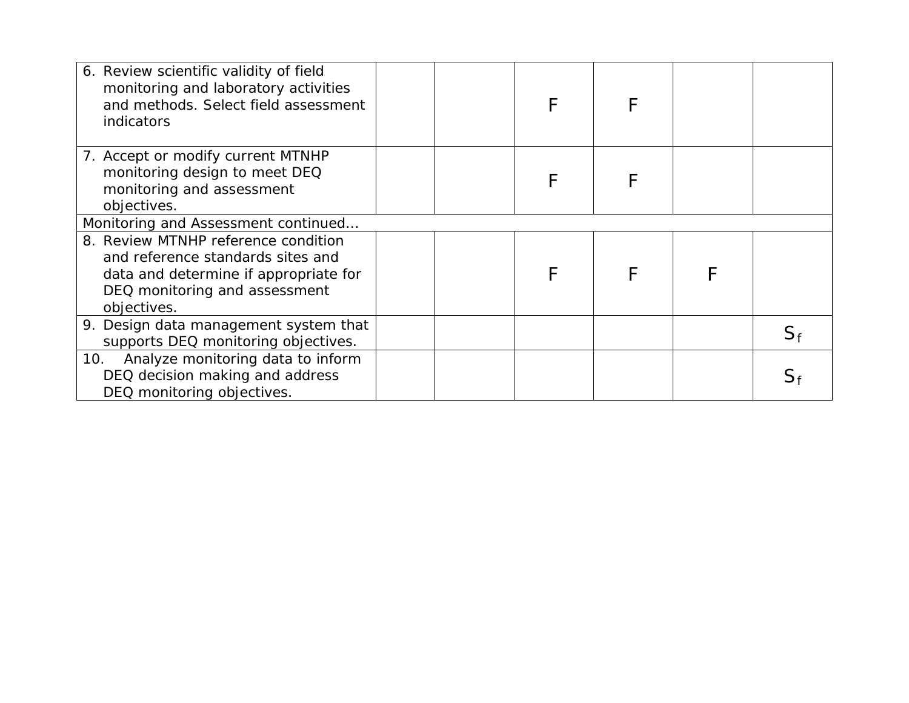| | | | | | | |
|---|---|---|---|---|---|---|
| 6. Review scientific validity of field monitoring and laboratory activities and methods. Select field assessment indicators | | | F | F | | |
| 7. Accept or modify current MTNHP monitoring design to meet DEQ monitoring and assessment objectives. | | | F | F | | |
| Monitoring and Assessment continued… | | | | | | |
| 8. Review MTNHP reference condition and reference standards sites and data and determine if appropriate for DEQ monitoring and assessment objectives. | | | F | F | F | |
| 9. Design data management system that supports DEQ monitoring objectives. | | | | | | $S_f$ |
| 10. Analyze monitoring data to inform DEQ decision making and address DEQ monitoring objectives. | | | | | | $S_f$ |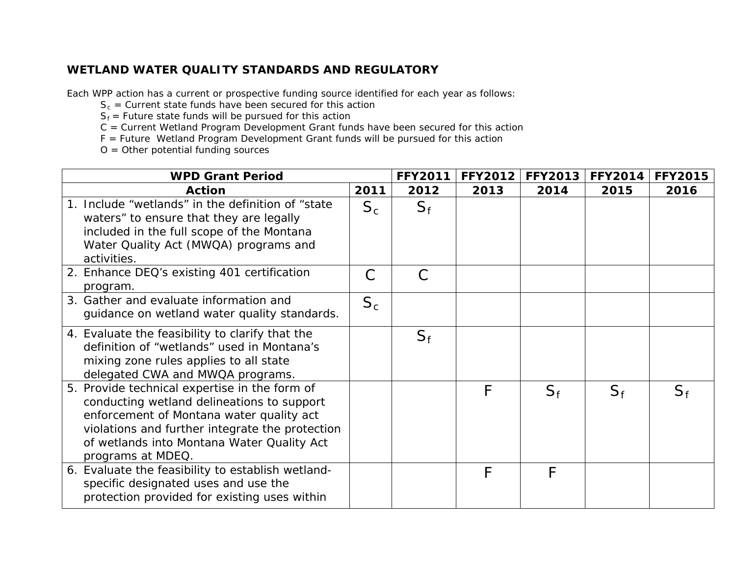## WETLAND WATER QUALITY STANDARDS AND REGULATORY

Each WPP action has a current or prospective funding source identified for each year as follows:

$S_c$ = Current state funds have been secured for this action
$S_f$ = Future state funds will be pursued for this action
C = Current Wetland Program Development Grant funds have been secured for this action
F = Future Wetland Program Development Grant funds will be pursued for this action
O = Other potential funding sources

| WPD Grant Period | | FFY2011 | FFY2012 | FFY2013 | FFY2014 | FFY2015 |
|---|---|---|---|---|---|---|
| **Action** | **2011** | **2012** | **2013** | **2014** | **2015** | **2016** |
| 1. Include "wetlands" in the definition of "state waters" to ensure that they are legally included in the full scope of the Montana Water Quality Act (MWQA) programs and activities. | $S_c$ | $S_f$ | | | | |
| 2. Enhance DEQ's existing 401 certification program. | C | C | | | | |
| 3. Gather and evaluate information and guidance on wetland water quality standards. | $S_c$ | | | | | |
| 4. Evaluate the feasibility to clarify that the definition of "wetlands" used in Montana's mixing zone rules applies to all state delegated CWA and MWQA programs. | | $S_f$ | | | | |
| 5. Provide technical expertise in the form of conducting wetland delineations to support enforcement of Montana water quality act violations and further integrate the protection of wetlands into Montana Water Quality Act programs at MDEQ. | | | F | $S_f$ | $S_f$ | $S_f$ |
| 6. Evaluate the feasibility to establish wetland-specific designated uses and use the protection provided for existing uses within | | | F | F | | |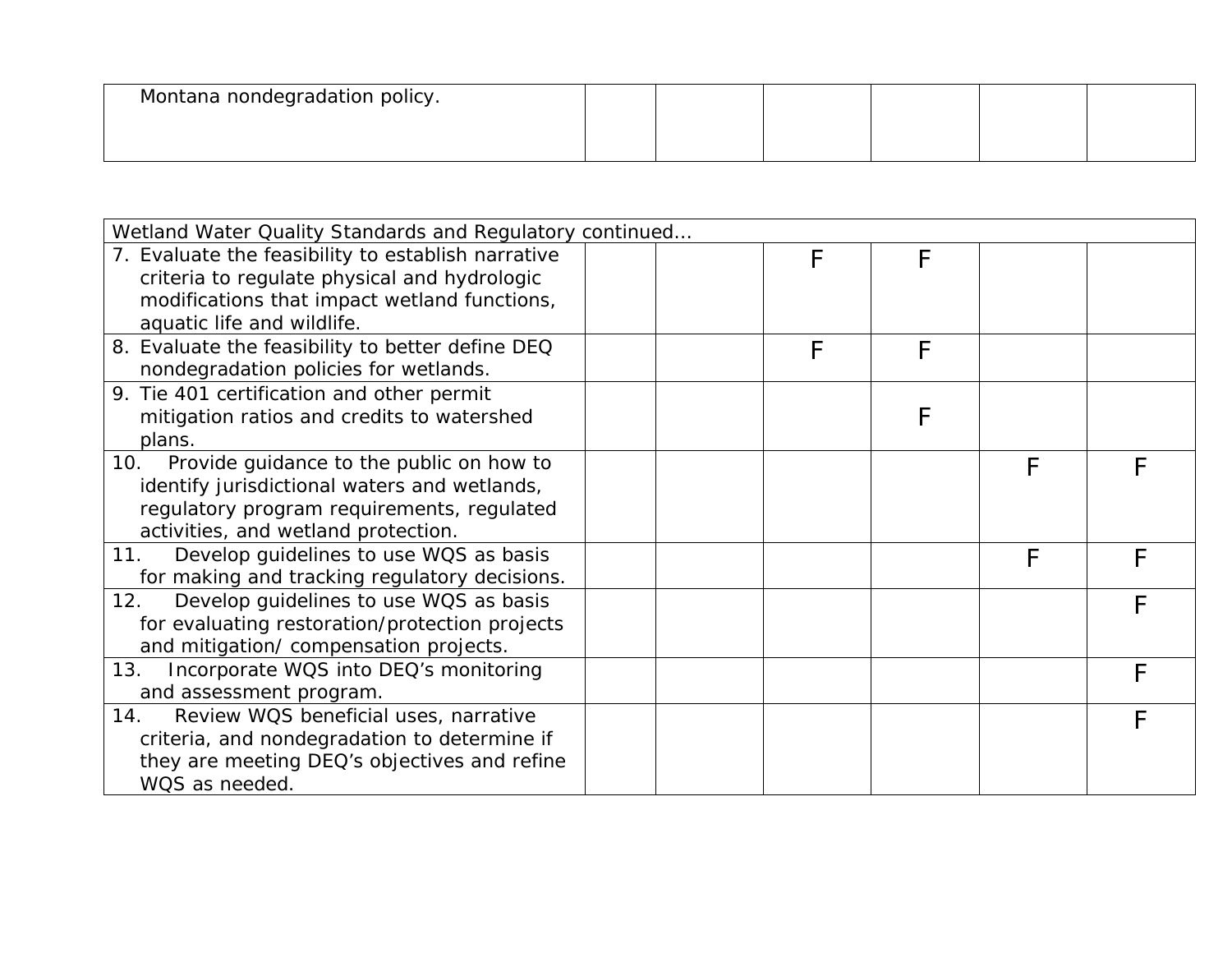| | | | | | | |
|---|---|---|---|---|---|---|
| Montana nondegradation policy. | | | | | | |

| Wetland Water Quality Standards and Regulatory continued… | | | | | | |
|---|---|---|---|---|---|---|
| 7. Evaluate the feasibility to establish narrative criteria to regulate physical and hydrologic modifications that impact wetland functions, aquatic life and wildlife. | | | F | F | | |
| 8. Evaluate the feasibility to better define DEQ nondegradation policies for wetlands. | | | F | F | | |
| 9. Tie 401 certification and other permit mitigation ratios and credits to watershed plans. | | | | F | | |
| 10. Provide guidance to the public on how to identify jurisdictional waters and wetlands, regulatory program requirements, regulated activities, and wetland protection. | | | | | F | F |
| 11. Develop guidelines to use WQS as basis for making and tracking regulatory decisions. | | | | | F | F |
| 12. Develop guidelines to use WQS as basis for evaluating restoration/protection projects and mitigation/ compensation projects. | | | | | | F |
| 13. Incorporate WQS into DEQ's monitoring and assessment program. | | | | | | F |
| 14. Review WQS beneficial uses, narrative criteria, and nondegradation to determine if they are meeting DEQ's objectives and refine WQS as needed. | | | | | | F |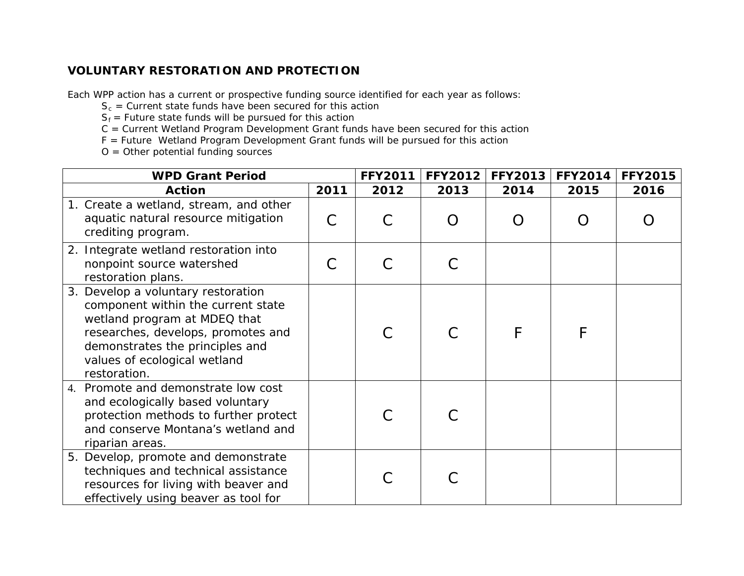## VOLUNTARY RESTORATION AND PROTECTION

Each WPP action has a current or prospective funding source identified for each year as follows:

$S_c$ = Current state funds have been secured for this action
$S_f$ = Future state funds will be pursued for this action
C = Current Wetland Program Development Grant funds have been secured for this action
F = Future Wetland Program Development Grant funds will be pursued for this action
O = Other potential funding sources

| WPD Grant Period | | FFY2011 | FFY2012 | FFY2013 | FFY2014 | FFY2015 |
|---|---|---|---|---|---|---|
| **Action** | **2011** | **2012** | **2013** | **2014** | **2015** | **2016** |
| 1. Create a wetland, stream, and other aquatic natural resource mitigation crediting program. | C | C | O | O | O | O |
| 2. Integrate wetland restoration into nonpoint source watershed restoration plans. | C | C | C | | | |
| 3. Develop a voluntary restoration component within the current state wetland program at MDEQ that researches, develops, promotes and demonstrates the principles and values of ecological wetland restoration. | | C | C | F | F | |
| 4. Promote and demonstrate low cost and ecologically based voluntary protection methods to further protect and conserve Montana's wetland and riparian areas. | | C | C | | | |
| 5. Develop, promote and demonstrate techniques and technical assistance resources for living with beaver and effectively using beaver as tool for | | C | C | | | |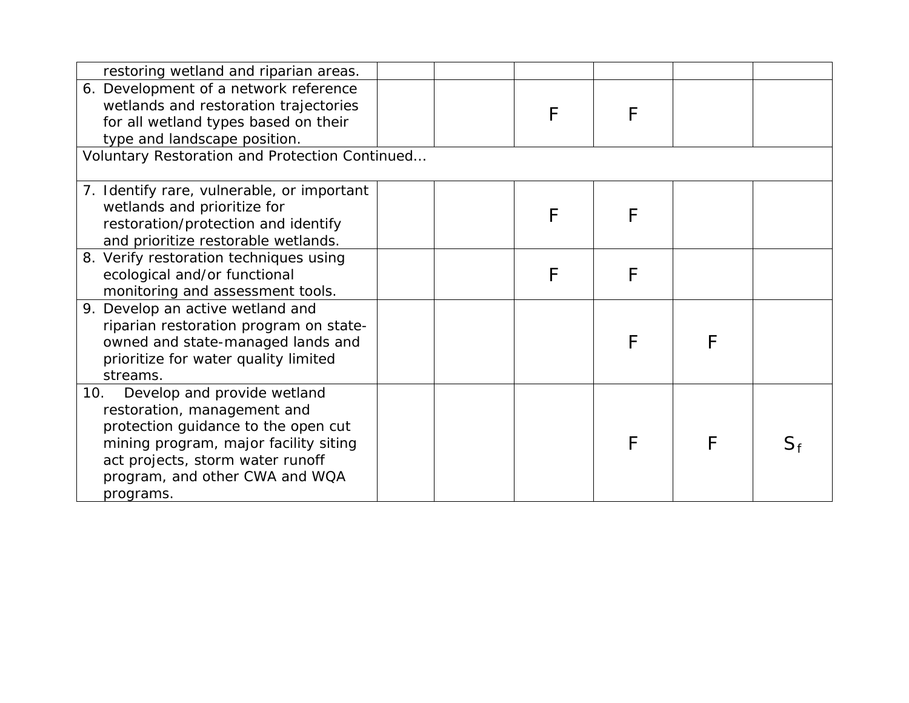| | | | | | | |
|---|---|---|---|---|---|---|
| restoring wetland and riparian areas. | | | | | | |
| 6. Development of a network reference wetlands and restoration trajectories for all wetland types based on their type and landscape position. | | | F | F | | |
| Voluntary Restoration and Protection Continued… | | | | | | |
| 7. Identify rare, vulnerable, or important wetlands and prioritize for restoration/protection and identify and prioritize restorable wetlands. | | | F | F | | |
| 8. Verify restoration techniques using ecological and/or functional monitoring and assessment tools. | | | F | F | | |
| 9. Develop an active wetland and riparian restoration program on state-owned and state-managed lands and prioritize for water quality limited streams. | | | | F | F | |
| 10. Develop and provide wetland restoration, management and protection guidance to the open cut mining program, major facility siting act projects, storm water runoff program, and other CWA and WQA programs. | | | | F | F | $S_f$ |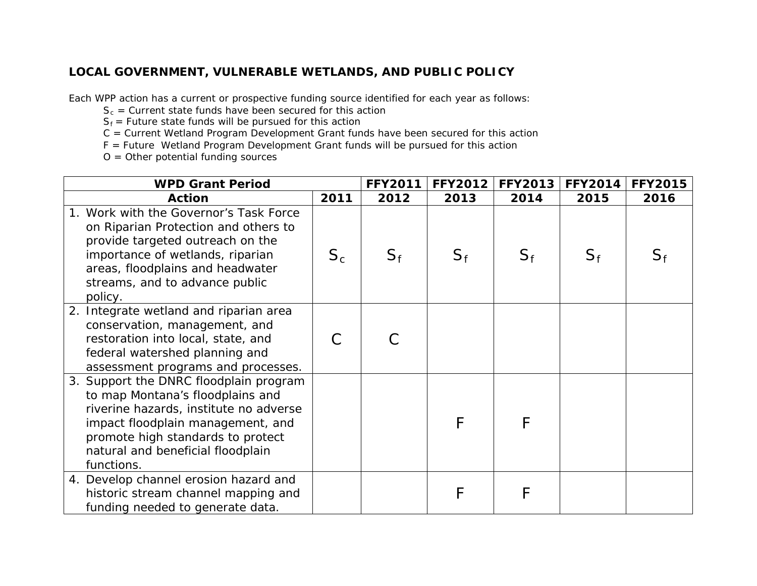## LOCAL GOVERNMENT, VULNERABLE WETLANDS, AND PUBLIC POLICY

Each WPP action has a current or prospective funding source identified for each year as follows:

- $S_c$ = Current state funds have been secured for this action
- $S_f$ = Future state funds will be pursued for this action
- C = Current Wetland Program Development Grant funds have been secured for this action
- F = Future Wetland Program Development Grant funds will be pursued for this action
- O = Other potential funding sources

| WPD Grant Period | | FFY2011 | FFY2012 | FFY2013 | FFY2014 | FFY2015 |
|---|---|---|---|---|---|---|
| **Action** | **2011** | **2012** | **2013** | **2014** | **2015** | **2016** |
| 1. Work with the Governor's Task Force on Riparian Protection and others to provide targeted outreach on the importance of wetlands, riparian areas, floodplains and headwater streams, and to advance public policy. | $S_c$ | $S_f$ | $S_f$ | $S_f$ | $S_f$ | $S_f$ |
| 2. Integrate wetland and riparian area conservation, management, and restoration into local, state, and federal watershed planning and assessment programs and processes. | C | C | | | | |
| 3. Support the DNRC floodplain program to map Montana's floodplains and riverine hazards, institute no adverse impact floodplain management, and promote high standards to protect natural and beneficial floodplain functions. | | | F | F | | |
| 4. Develop channel erosion hazard and historic stream channel mapping and funding needed to generate data. | | | F | F | | |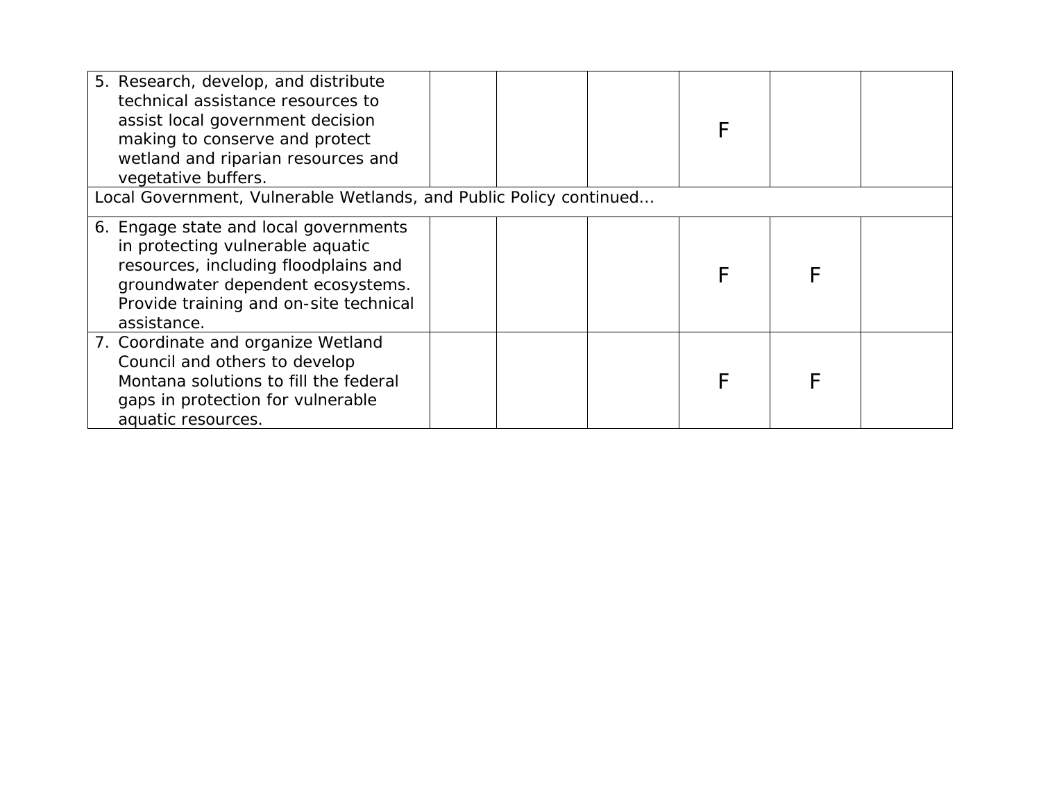| | | | | | | |
|---|---|---|---|---|---|---|
| 5. Research, develop, and distribute technical assistance resources to assist local government decision making to conserve and protect wetland and riparian resources and vegetative buffers. | | | | F | | |
| Local Government, Vulnerable Wetlands, and Public Policy continued… | | | | | | |
| 6. Engage state and local governments in protecting vulnerable aquatic resources, including floodplains and groundwater dependent ecosystems. Provide training and on-site technical assistance. | | | | F | F | |
| 7. Coordinate and organize Wetland Council and others to develop Montana solutions to fill the federal gaps in protection for vulnerable aquatic resources. | | | | F | F | |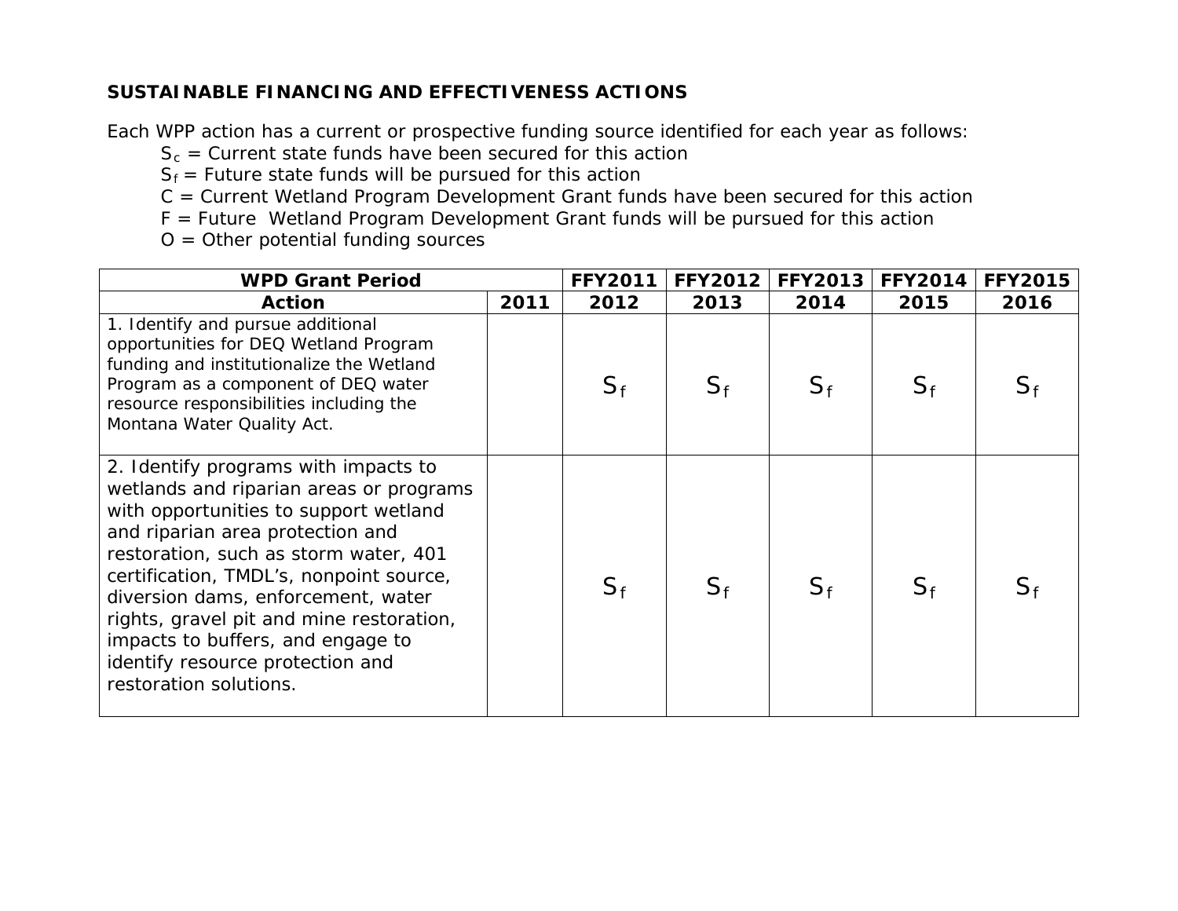**SUSTAINABLE FINANCING AND EFFECTIVENESS ACTIONS**

Each WPP action has a current or prospective funding source identified for each year as follows:

- $S_c$ = Current state funds have been secured for this action
- $S_f$ = Future state funds will be pursued for this action
- C = Current Wetland Program Development Grant funds have been secured for this action
- F = Future Wetland Program Development Grant funds will be pursued for this action
- O = Other potential funding sources

| WPD Grant Period | | FFY2011 | FFY2012 | FFY2013 | FFY2014 | FFY2015 |
|---|---|---|---|---|---|---|
| **Action** | **2011** | **2012** | **2013** | **2014** | **2015** | **2016** |
| 1. Identify and pursue additional opportunities for DEQ Wetland Program funding and institutionalize the Wetland Program as a component of DEQ water resource responsibilities including the Montana Water Quality Act. | | $S_f$ | $S_f$ | $S_f$ | $S_f$ | $S_f$ |
| 2. Identify programs with impacts to wetlands and riparian areas or programs with opportunities to support wetland and riparian area protection and restoration, such as storm water, 401 certification, TMDL's, nonpoint source, diversion dams, enforcement, water rights, gravel pit and mine restoration, impacts to buffers, and engage to identify resource protection and restoration solutions. | | $S_f$ | $S_f$ | $S_f$ | $S_f$ | $S_f$ |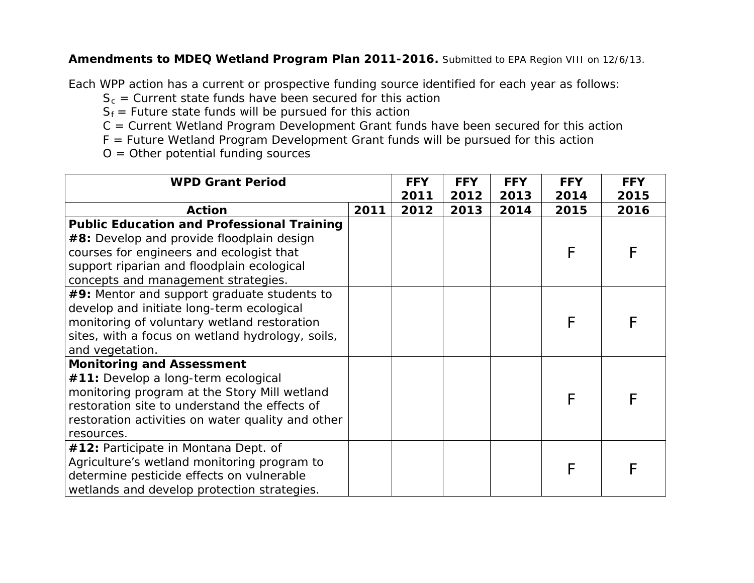**Amendments to MDEQ Wetland Program Plan 2011-2016.** Submitted to EPA Region VIII on 12/6/13.

Each WPP action has a current or prospective funding source identified for each year as follows:

$S_c$ = Current state funds have been secured for this action
$S_f$ = Future state funds will be pursued for this action
C = Current Wetland Program Development Grant funds have been secured for this action
F = Future Wetland Program Development Grant funds will be pursued for this action
O = Other potential funding sources

| **WPD Grant Period** | | **FFY 2011** | **FFY 2012** | **FFY 2013** | **FFY 2014** | **FFY 2015** |
|---|---|---|---|---|---|---|
| **Action** | **2011** | **2012** | **2013** | **2014** | **2015** | **2016** |
| **Public Education and Professional Training** **#8:** Develop and provide floodplain design courses for engineers and ecologist that support riparian and floodplain ecological concepts and management strategies. | | | | | F | F |
| **#9:** Mentor and support graduate students to develop and initiate long-term ecological monitoring of voluntary wetland restoration sites, with a focus on wetland hydrology, soils, and vegetation. | | | | | F | F |
| **Monitoring and Assessment** **#11:** Develop a long-term ecological monitoring program at the Story Mill wetland restoration site to understand the effects of restoration activities on water quality and other resources. | | | | | F | F |
| **#12:** Participate in Montana Dept. of Agriculture's wetland monitoring program to determine pesticide effects on vulnerable wetlands and develop protection strategies. | | | | | F | F |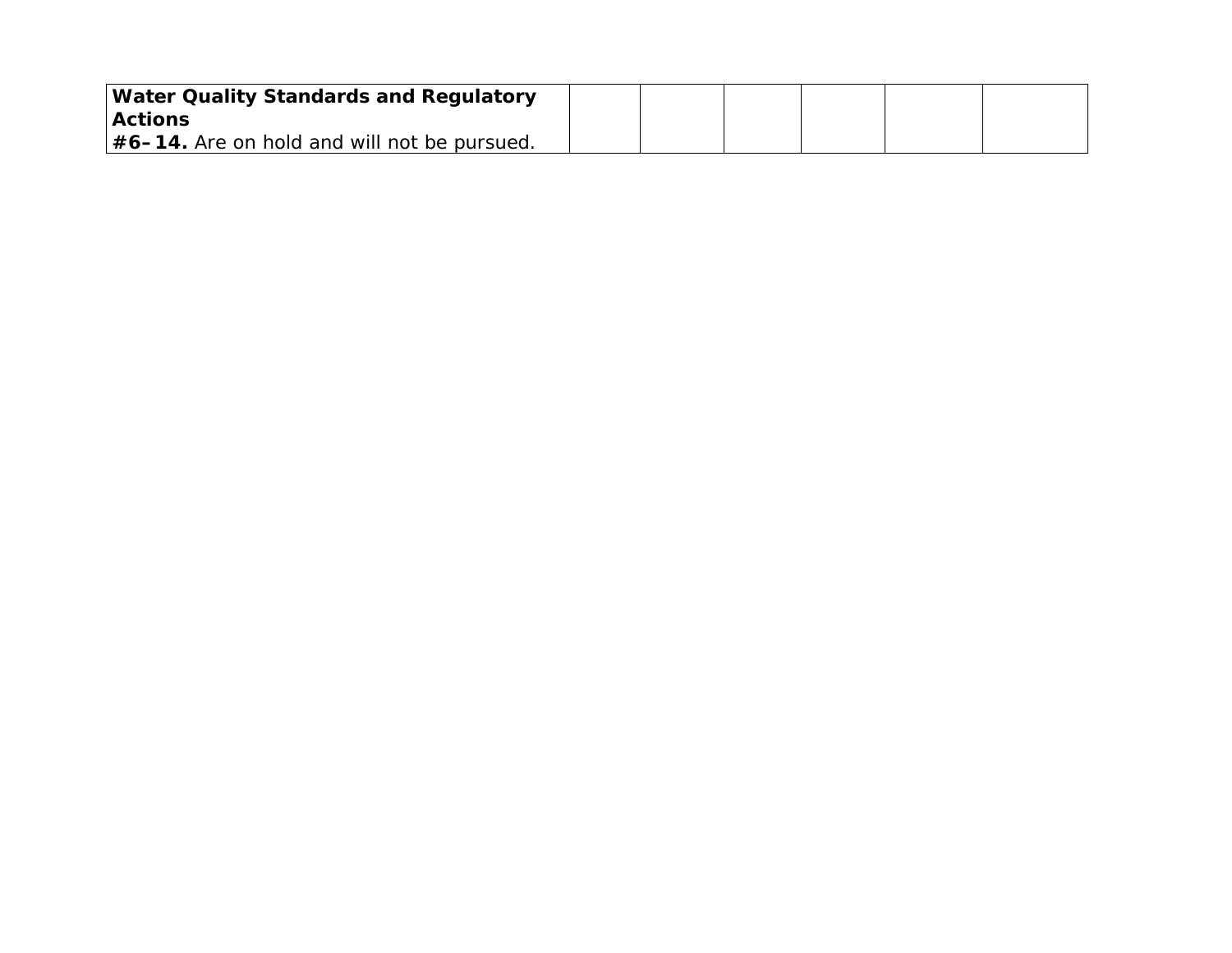| | | | | | | |
|---|---|---|---|---|---|---|
| **Water Quality Standards and Regulatory Actions**<br>**#6–14.** Are on hold and will not be pursued. | | | | | | |